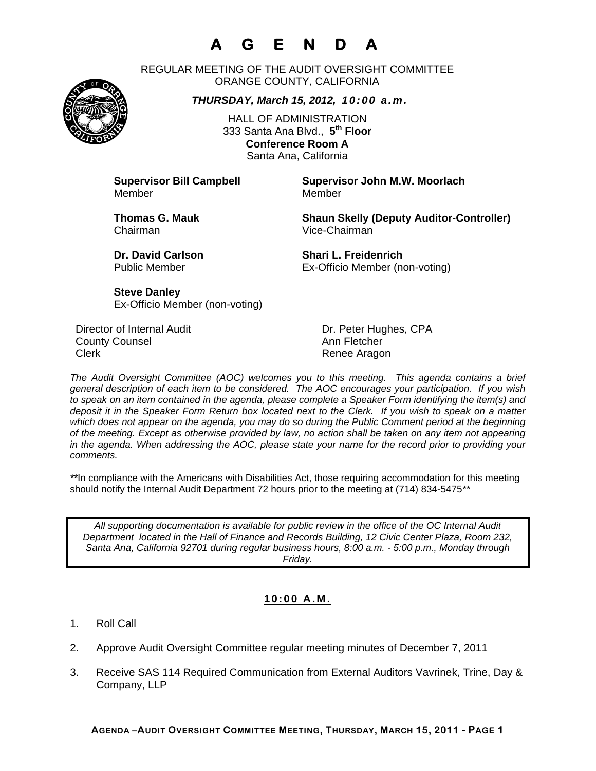# A G E N D A

REGULAR MEETING OF THE AUDIT OVERSIGHT COMMITTEE
ORANGE COUNTY, CALIFORNIA

***THURSDAY, March 15, 2012, 10:00 a.m.***

HALL OF ADMINISTRATION
333 Santa Ana Blvd., **5th Floor**
**Conference Room A**
Santa Ana, California

**Supervisor Bill Campbell**
Member

**Supervisor John M.W. Moorlach**
Member

**Thomas G. Mauk**
Chairman

**Shaun Skelly (Deputy Auditor-Controller)**
Vice-Chairman

**Dr. David Carlson**
Public Member

**Shari L. Freidenrich**
Ex-Officio Member (non-voting)

**Steve Danley**
Ex-Officio Member (non-voting)

| | |
|---|---|
| Director of Internal Audit | Dr. Peter Hughes, CPA |
| County Counsel | Ann Fletcher |
| Clerk | Renee Aragon |

*The Audit Oversight Committee (AOC) welcomes you to this meeting. This agenda contains a brief general description of each item to be considered. The AOC encourages your participation. If you wish to speak on an item contained in the agenda, please complete a Speaker Form identifying the item(s) and deposit it in the Speaker Form Return box located next to the Clerk. If you wish to speak on a matter which does not appear on the agenda, you may do so during the Public Comment period at the beginning of the meeting. Except as otherwise provided by law, no action shall be taken on any item not appearing in the agenda. When addressing the AOC, please state your name for the record prior to providing your comments.*

**In compliance with the Americans with Disabilities Act, those requiring accommodation for this meeting should notify the Internal Audit Department 72 hours prior to the meeting at (714) 834-5475**

*All supporting documentation is available for public review in the office of the OC Internal Audit Department located in the Hall of Finance and Records Building, 12 Civic Center Plaza, Room 232, Santa Ana, California 92701 during regular business hours, 8:00 a.m. - 5:00 p.m., Monday through Friday.*

## 10:00 A.M.

1. Roll Call
2. Approve Audit Oversight Committee regular meeting minutes of December 7, 2011
3. Receive SAS 114 Required Communication from External Auditors Vavrinek, Trine, Day & Company, LLP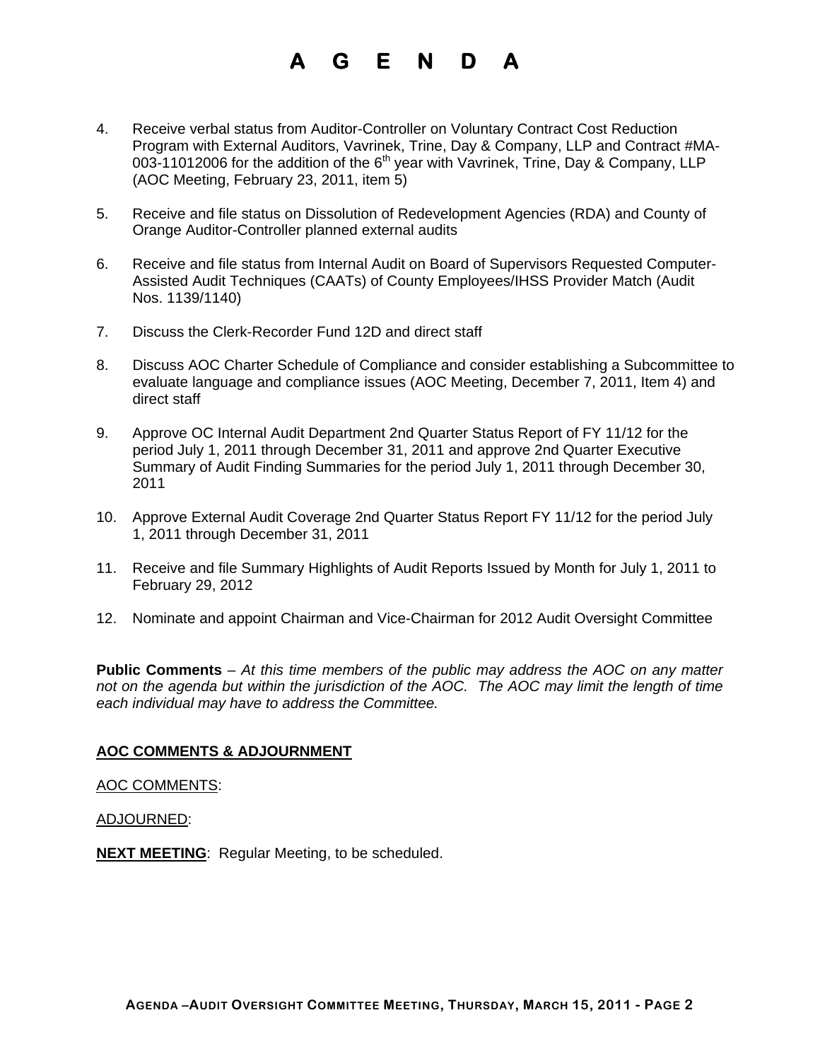# A G E N D A

4. Receive verbal status from Auditor-Controller on Voluntary Contract Cost Reduction Program with External Auditors, Vavrinek, Trine, Day & Company, LLP and Contract #MA-003-11012006 for the addition of the 6th year with Vavrinek, Trine, Day & Company, LLP (AOC Meeting, February 23, 2011, item 5)

5. Receive and file status on Dissolution of Redevelopment Agencies (RDA) and County of Orange Auditor-Controller planned external audits

6. Receive and file status from Internal Audit on Board of Supervisors Requested Computer-Assisted Audit Techniques (CAATs) of County Employees/IHSS Provider Match (Audit Nos. 1139/1140)

7. Discuss the Clerk-Recorder Fund 12D and direct staff

8. Discuss AOC Charter Schedule of Compliance and consider establishing a Subcommittee to evaluate language and compliance issues (AOC Meeting, December 7, 2011, Item 4) and direct staff

9. Approve OC Internal Audit Department 2nd Quarter Status Report of FY 11/12 for the period July 1, 2011 through December 31, 2011 and approve 2nd Quarter Executive Summary of Audit Finding Summaries for the period July 1, 2011 through December 30, 2011

10. Approve External Audit Coverage 2nd Quarter Status Report FY 11/12 for the period July 1, 2011 through December 31, 2011

11. Receive and file Summary Highlights of Audit Reports Issued by Month for July 1, 2011 to February 29, 2012

12. Nominate and appoint Chairman and Vice-Chairman for 2012 Audit Oversight Committee

**Public Comments** – *At this time members of the public may address the AOC on any matter not on the agenda but within the jurisdiction of the AOC. The AOC may limit the length of time each individual may have to address the Committee.*

**AOC COMMENTS & ADJOURNMENT**

AOC COMMENTS:

ADJOURNED:

**NEXT MEETING**: Regular Meeting, to be scheduled.